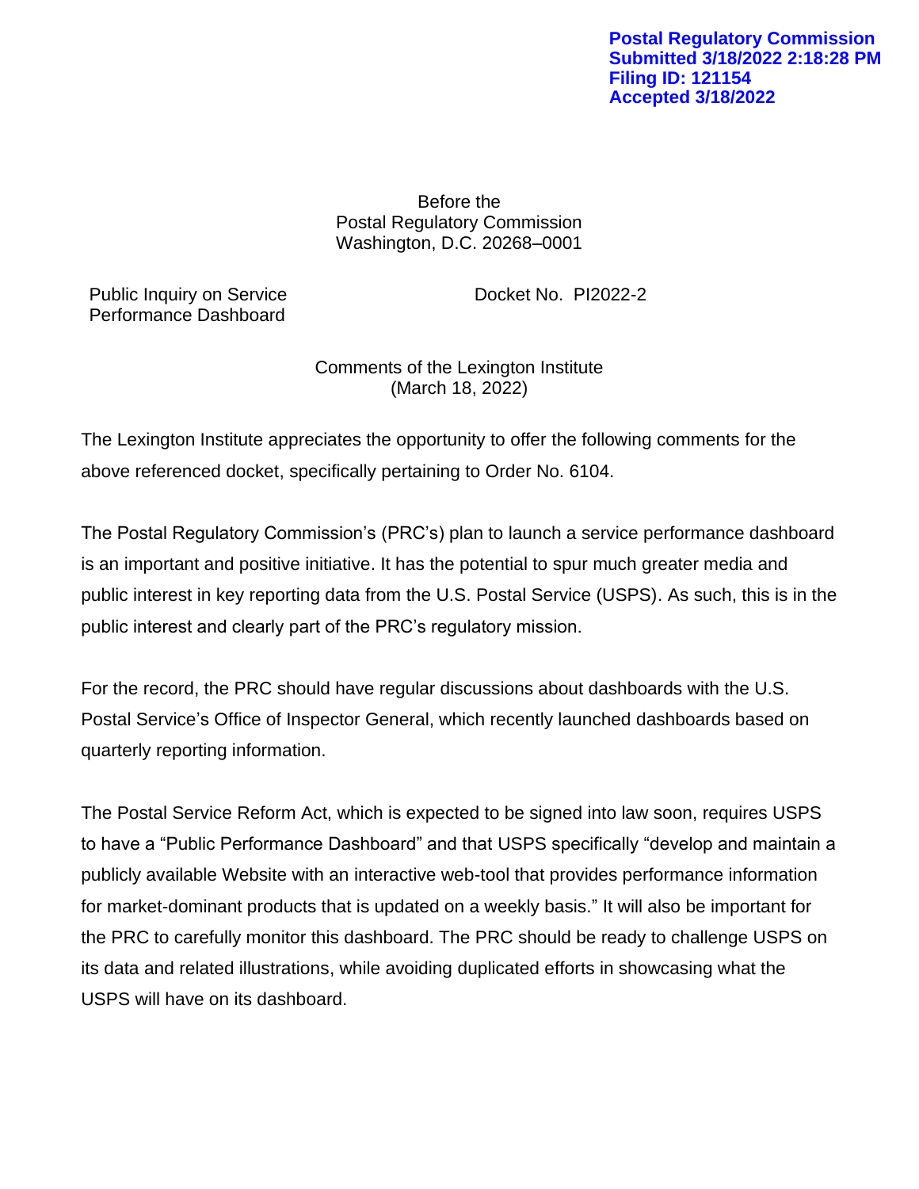Postal Regulatory Commission
Submitted 3/18/2022 2:18:28 PM
Filing ID: 121154
Accepted 3/18/2022

Before the
Postal Regulatory Commission
Washington, D.C. 20268–0001

| Public Inquiry on Service Performance Dashboard | Docket No. PI2022-2 |
|---|---|

Comments of the Lexington Institute
(March 18, 2022)

The Lexington Institute appreciates the opportunity to offer the following comments for the above referenced docket, specifically pertaining to Order No. 6104.

The Postal Regulatory Commission's (PRC's) plan to launch a service performance dashboard is an important and positive initiative. It has the potential to spur much greater media and public interest in key reporting data from the U.S. Postal Service (USPS). As such, this is in the public interest and clearly part of the PRC's regulatory mission.

For the record, the PRC should have regular discussions about dashboards with the U.S. Postal Service's Office of Inspector General, which recently launched dashboards based on quarterly reporting information.

The Postal Service Reform Act, which is expected to be signed into law soon, requires USPS to have a "Public Performance Dashboard" and that USPS specifically "develop and maintain a publicly available Website with an interactive web-tool that provides performance information for market-dominant products that is updated on a weekly basis." It will also be important for the PRC to carefully monitor this dashboard. The PRC should be ready to challenge USPS on its data and related illustrations, while avoiding duplicated efforts in showcasing what the USPS will have on its dashboard.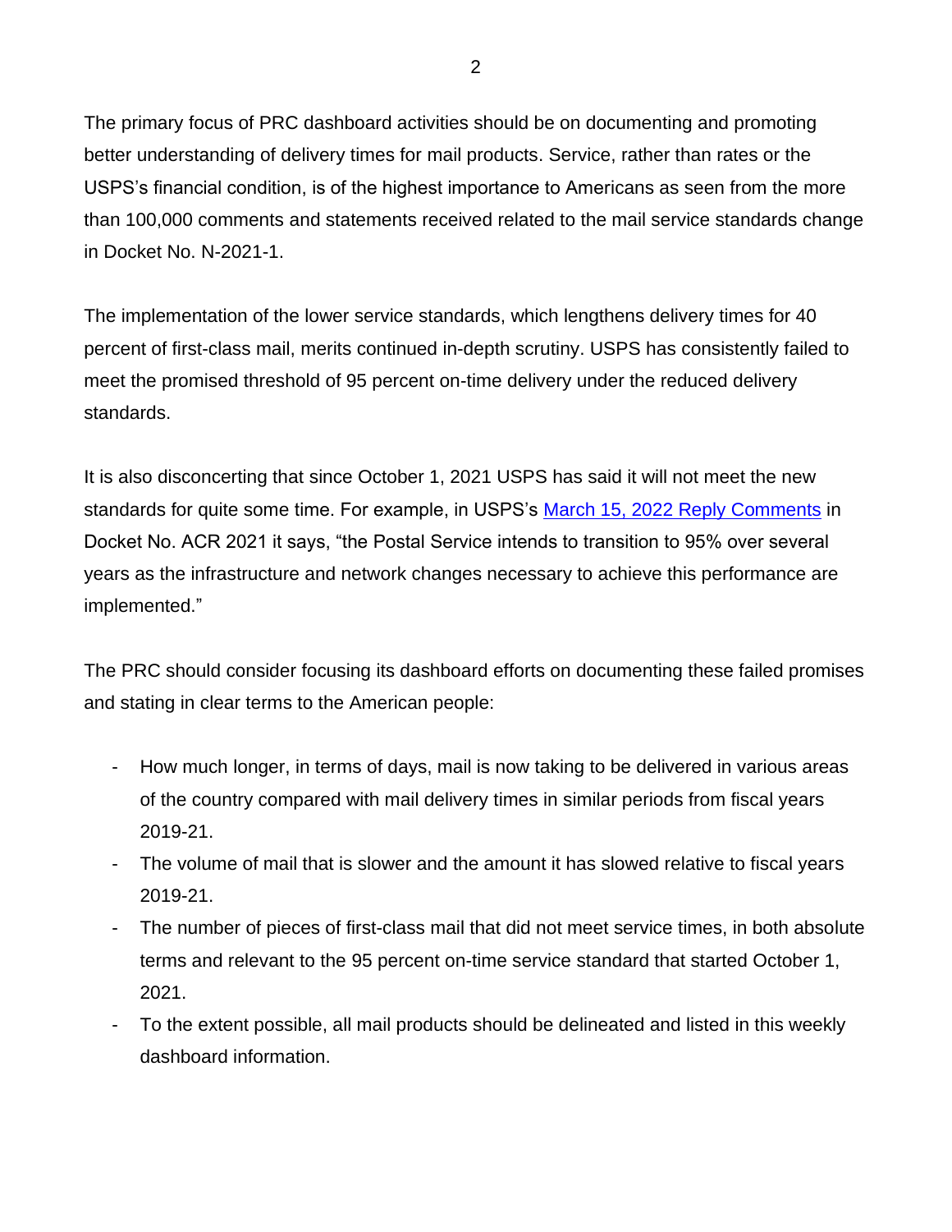The primary focus of PRC dashboard activities should be on documenting and promoting better understanding of delivery times for mail products. Service, rather than rates or the USPS's financial condition, is of the highest importance to Americans as seen from the more than 100,000 comments and statements received related to the mail service standards change in Docket No. N-2021-1.

The implementation of the lower service standards, which lengthens delivery times for 40 percent of first-class mail, merits continued in-depth scrutiny. USPS has consistently failed to meet the promised threshold of 95 percent on-time delivery under the reduced delivery standards.

It is also disconcerting that since October 1, 2021 USPS has said it will not meet the new standards for quite some time. For example, in USPS's March 15, 2022 Reply Comments in Docket No. ACR 2021 it says, "the Postal Service intends to transition to 95% over several years as the infrastructure and network changes necessary to achieve this performance are implemented."

The PRC should consider focusing its dashboard efforts on documenting these failed promises and stating in clear terms to the American people:

- How much longer, in terms of days, mail is now taking to be delivered in various areas of the country compared with mail delivery times in similar periods from fiscal years 2019-21.
- The volume of mail that is slower and the amount it has slowed relative to fiscal years 2019-21.
- The number of pieces of first-class mail that did not meet service times, in both absolute terms and relevant to the 95 percent on-time service standard that started October 1, 2021.
- To the extent possible, all mail products should be delineated and listed in this weekly dashboard information.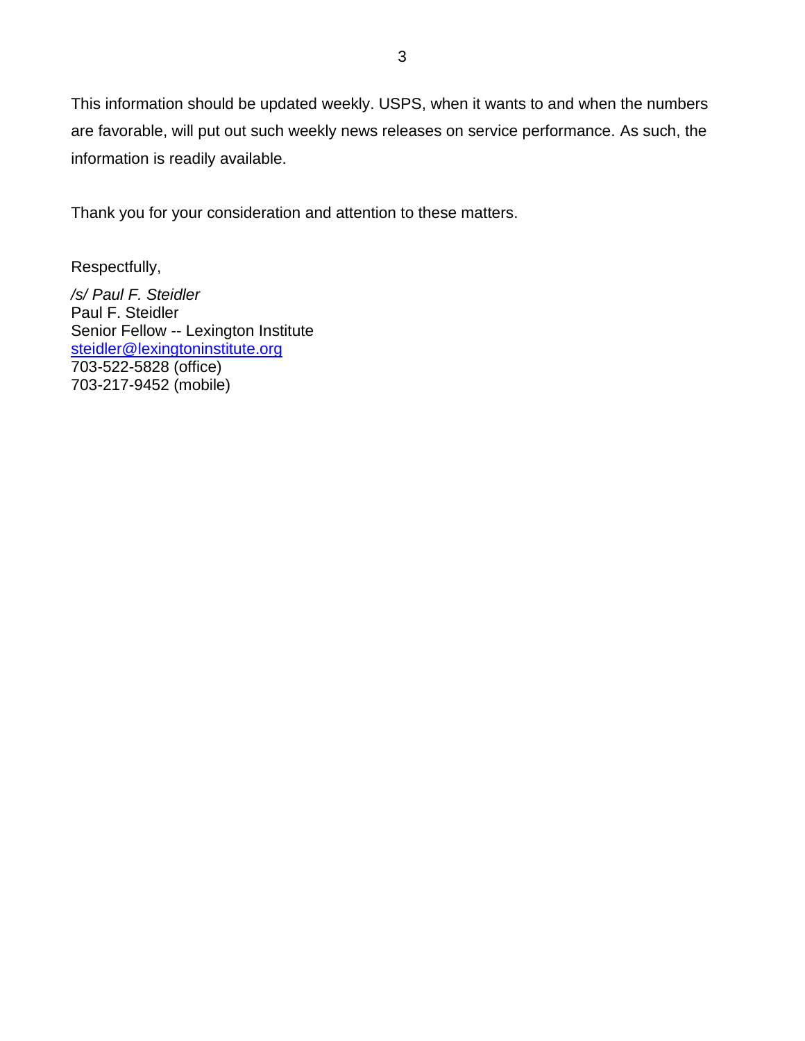This information should be updated weekly. USPS, when it wants to and when the numbers are favorable, will put out such weekly news releases on service performance. As such, the information is readily available.

Thank you for your consideration and attention to these matters.

Respectfully,

*/s/ Paul F. Steidler*
Paul F. Steidler
Senior Fellow -- Lexington Institute
steidler@lexingtoninstitute.org
703-522-5828 (office)
703-217-9452 (mobile)